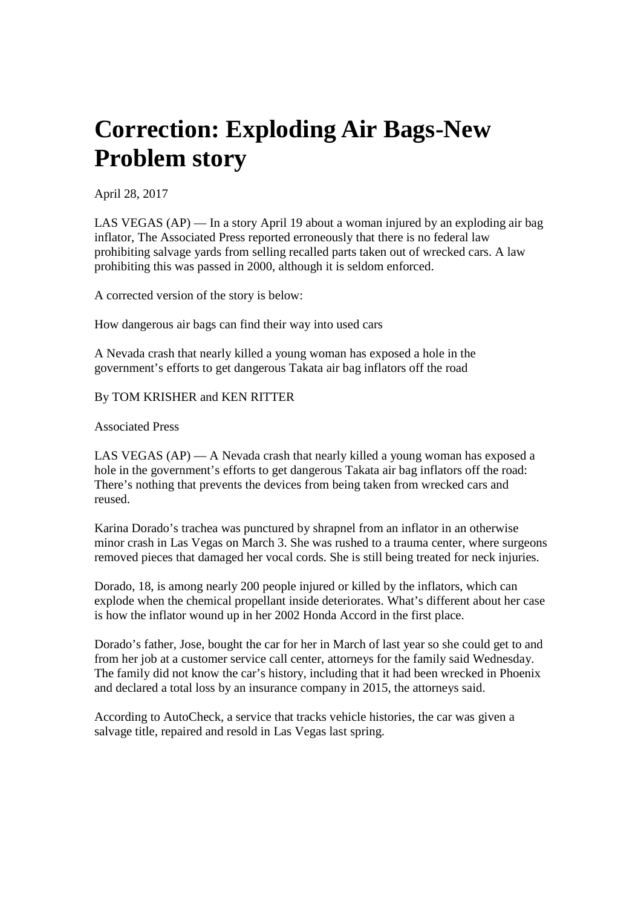# Correction: Exploding Air Bags-New Problem story

April 28, 2017

LAS VEGAS (AP) — In a story April 19 about a woman injured by an exploding air bag inflator, The Associated Press reported erroneously that there is no federal law prohibiting salvage yards from selling recalled parts taken out of wrecked cars. A law prohibiting this was passed in 2000, although it is seldom enforced.

A corrected version of the story is below:

How dangerous air bags can find their way into used cars

A Nevada crash that nearly killed a young woman has exposed a hole in the government's efforts to get dangerous Takata air bag inflators off the road

By TOM KRISHER and KEN RITTER

Associated Press

LAS VEGAS (AP) — A Nevada crash that nearly killed a young woman has exposed a hole in the government's efforts to get dangerous Takata air bag inflators off the road: There's nothing that prevents the devices from being taken from wrecked cars and reused.

Karina Dorado's trachea was punctured by shrapnel from an inflator in an otherwise minor crash in Las Vegas on March 3. She was rushed to a trauma center, where surgeons removed pieces that damaged her vocal cords. She is still being treated for neck injuries.

Dorado, 18, is among nearly 200 people injured or killed by the inflators, which can explode when the chemical propellant inside deteriorates. What's different about her case is how the inflator wound up in her 2002 Honda Accord in the first place.

Dorado's father, Jose, bought the car for her in March of last year so she could get to and from her job at a customer service call center, attorneys for the family said Wednesday. The family did not know the car's history, including that it had been wrecked in Phoenix and declared a total loss by an insurance company in 2015, the attorneys said.

According to AutoCheck, a service that tracks vehicle histories, the car was given a salvage title, repaired and resold in Las Vegas last spring.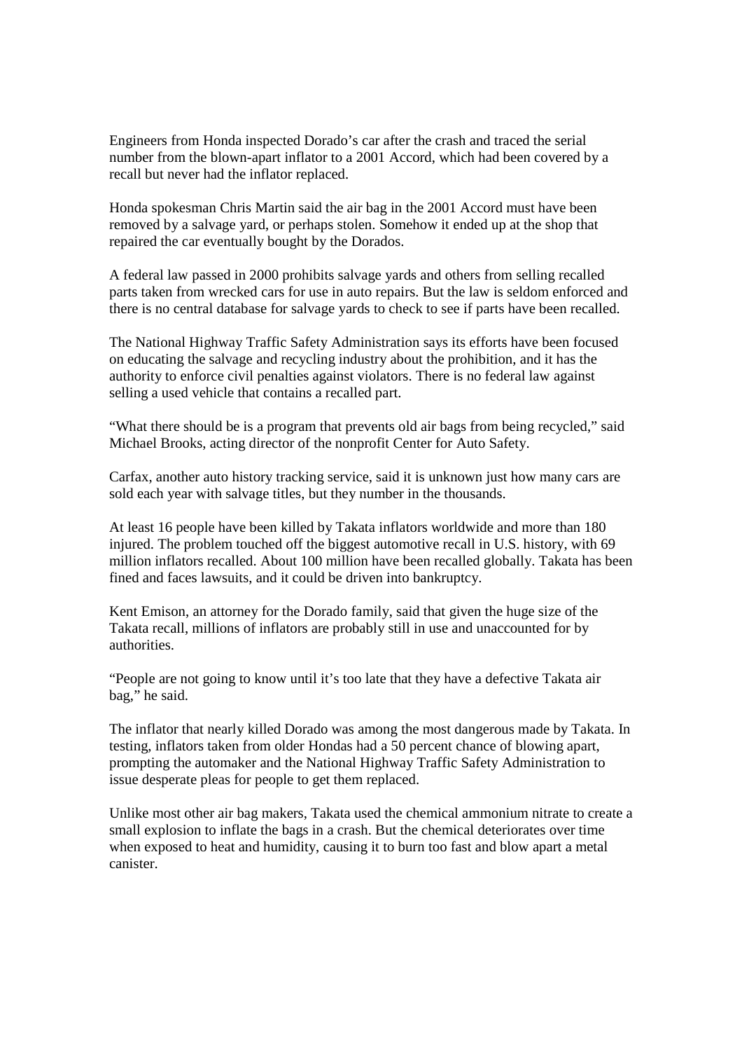Engineers from Honda inspected Dorado's car after the crash and traced the serial number from the blown-apart inflator to a 2001 Accord, which had been covered by a recall but never had the inflator replaced.

Honda spokesman Chris Martin said the air bag in the 2001 Accord must have been removed by a salvage yard, or perhaps stolen. Somehow it ended up at the shop that repaired the car eventually bought by the Dorados.

A federal law passed in 2000 prohibits salvage yards and others from selling recalled parts taken from wrecked cars for use in auto repairs. But the law is seldom enforced and there is no central database for salvage yards to check to see if parts have been recalled.

The National Highway Traffic Safety Administration says its efforts have been focused on educating the salvage and recycling industry about the prohibition, and it has the authority to enforce civil penalties against violators. There is no federal law against selling a used vehicle that contains a recalled part.

"What there should be is a program that prevents old air bags from being recycled," said Michael Brooks, acting director of the nonprofit Center for Auto Safety.

Carfax, another auto history tracking service, said it is unknown just how many cars are sold each year with salvage titles, but they number in the thousands.

At least 16 people have been killed by Takata inflators worldwide and more than 180 injured. The problem touched off the biggest automotive recall in U.S. history, with 69 million inflators recalled. About 100 million have been recalled globally. Takata has been fined and faces lawsuits, and it could be driven into bankruptcy.

Kent Emison, an attorney for the Dorado family, said that given the huge size of the Takata recall, millions of inflators are probably still in use and unaccounted for by authorities.

"People are not going to know until it's too late that they have a defective Takata air bag," he said.

The inflator that nearly killed Dorado was among the most dangerous made by Takata. In testing, inflators taken from older Hondas had a 50 percent chance of blowing apart, prompting the automaker and the National Highway Traffic Safety Administration to issue desperate pleas for people to get them replaced.

Unlike most other air bag makers, Takata used the chemical ammonium nitrate to create a small explosion to inflate the bags in a crash. But the chemical deteriorates over time when exposed to heat and humidity, causing it to burn too fast and blow apart a metal canister.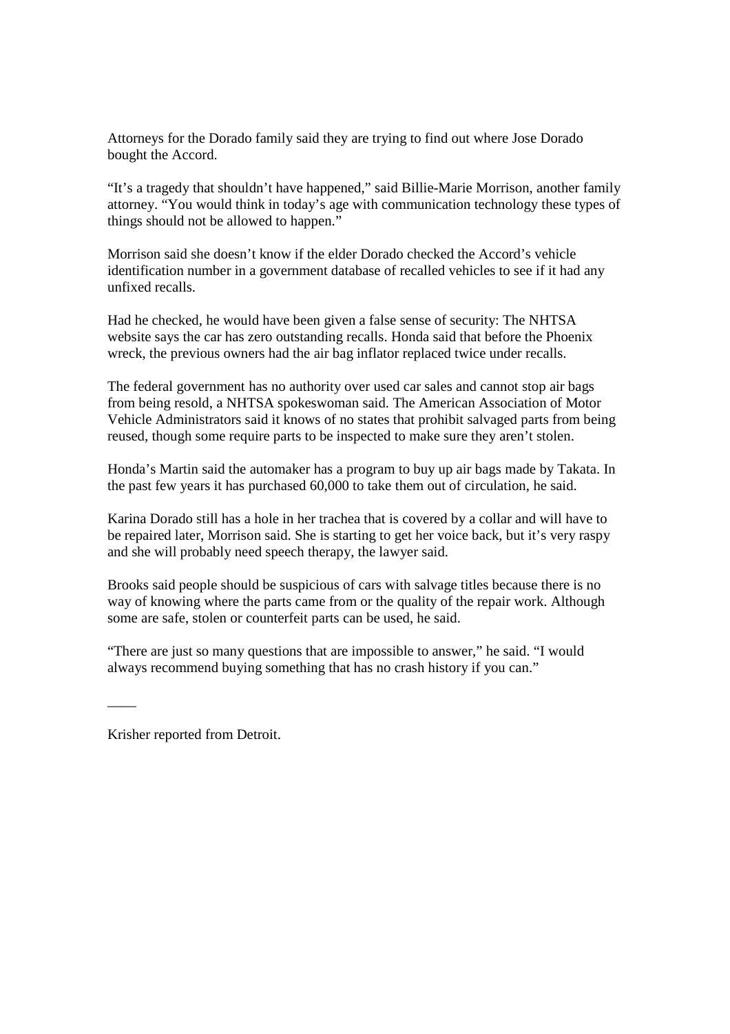Attorneys for the Dorado family said they are trying to find out where Jose Dorado bought the Accord.

"It's a tragedy that shouldn't have happened," said Billie-Marie Morrison, another family attorney. "You would think in today's age with communication technology these types of things should not be allowed to happen."

Morrison said she doesn't know if the elder Dorado checked the Accord's vehicle identification number in a government database of recalled vehicles to see if it had any unfixed recalls.

Had he checked, he would have been given a false sense of security: The NHTSA website says the car has zero outstanding recalls. Honda said that before the Phoenix wreck, the previous owners had the air bag inflator replaced twice under recalls.

The federal government has no authority over used car sales and cannot stop air bags from being resold, a NHTSA spokeswoman said. The American Association of Motor Vehicle Administrators said it knows of no states that prohibit salvaged parts from being reused, though some require parts to be inspected to make sure they aren't stolen.

Honda's Martin said the automaker has a program to buy up air bags made by Takata. In the past few years it has purchased 60,000 to take them out of circulation, he said.

Karina Dorado still has a hole in her trachea that is covered by a collar and will have to be repaired later, Morrison said. She is starting to get her voice back, but it's very raspy and she will probably need speech therapy, the lawyer said.

Brooks said people should be suspicious of cars with salvage titles because there is no way of knowing where the parts came from or the quality of the repair work. Although some are safe, stolen or counterfeit parts can be used, he said.

"There are just so many questions that are impossible to answer," he said. "I would always recommend buying something that has no crash history if you can."

——

Krisher reported from Detroit.